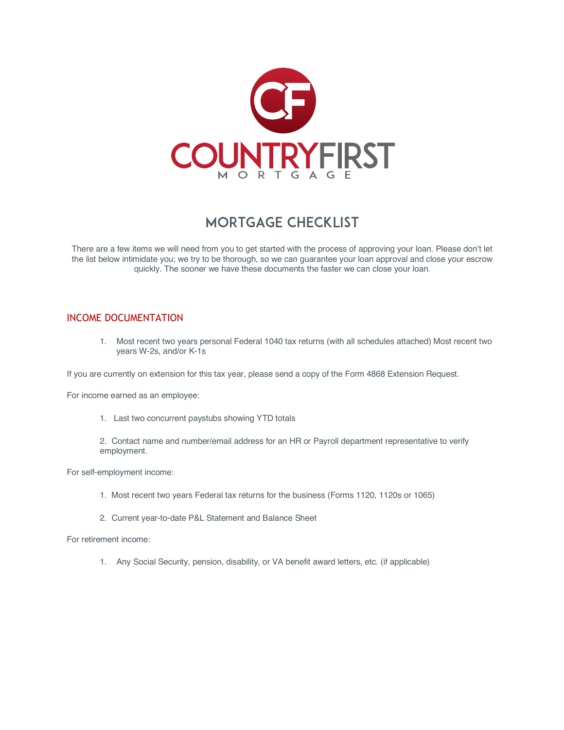COUNTRYFIRST MORTGAGE

# MORTGAGE CHECKLIST

There are a few items we will need from you to get started with the process of approving your loan. Please don't let the list below intimidate you; we try to be thorough, so we can guarantee your loan approval and close your escrow quickly. The sooner we have these documents the faster we can close your loan.

## INCOME DOCUMENTATION

1. Most recent two years personal Federal 1040 tax returns (with all schedules attached) Most recent two years W-2s, and/or K-1s

If you are currently on extension for this tax year, please send a copy of the Form 4868 Extension Request.

For income earned as an employee:

1. Last two concurrent paystubs showing YTD totals
2. Contact name and number/email address for an HR or Payroll department representative to verify employment.

For self-employment income:

1. Most recent two years Federal tax returns for the business (Forms 1120, 1120s or 1065)
2. Current year-to-date P&L Statement and Balance Sheet

For retirement income:

1. Any Social Security, pension, disability, or VA benefit award letters, etc. (if applicable)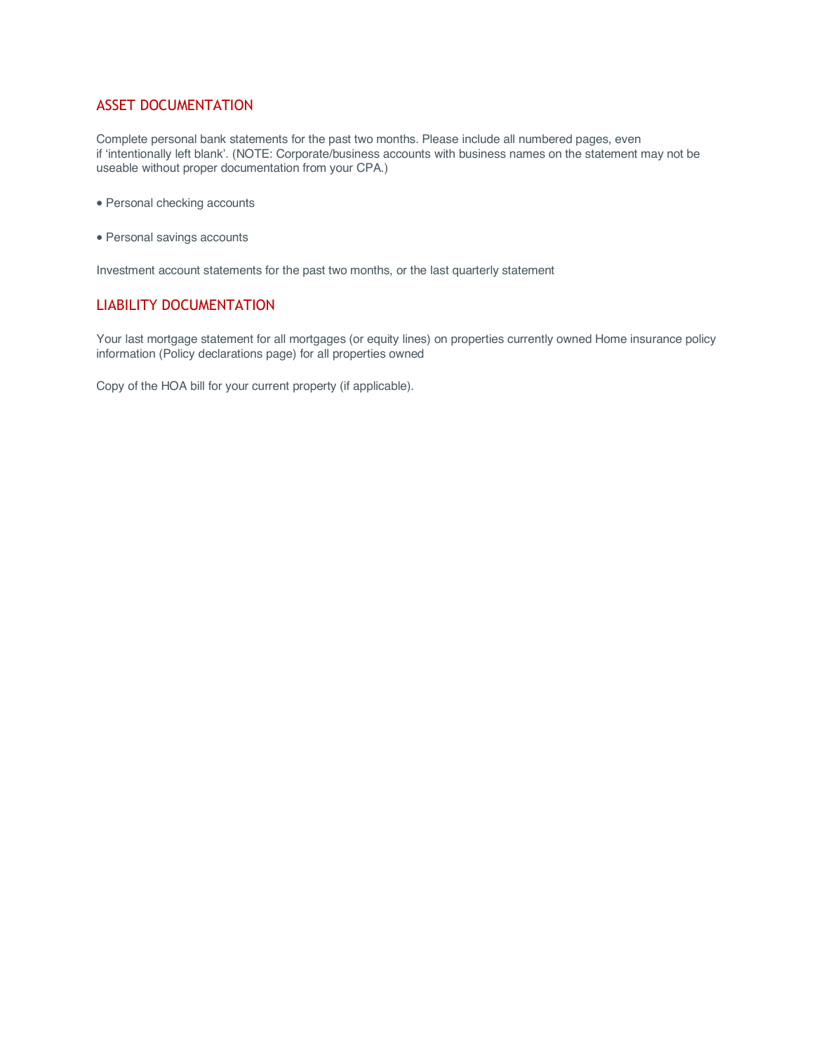## ASSET DOCUMENTATION

Complete personal bank statements for the past two months. Please include all numbered pages, even if 'intentionally left blank'. (NOTE: Corporate/business accounts with business names on the statement may not be useable without proper documentation from your CPA.)

- Personal checking accounts
- Personal savings accounts

Investment account statements for the past two months, or the last quarterly statement

## LIABILITY DOCUMENTATION

Your last mortgage statement for all mortgages (or equity lines) on properties currently owned Home insurance policy information (Policy declarations page) for all properties owned

Copy of the HOA bill for your current property (if applicable).